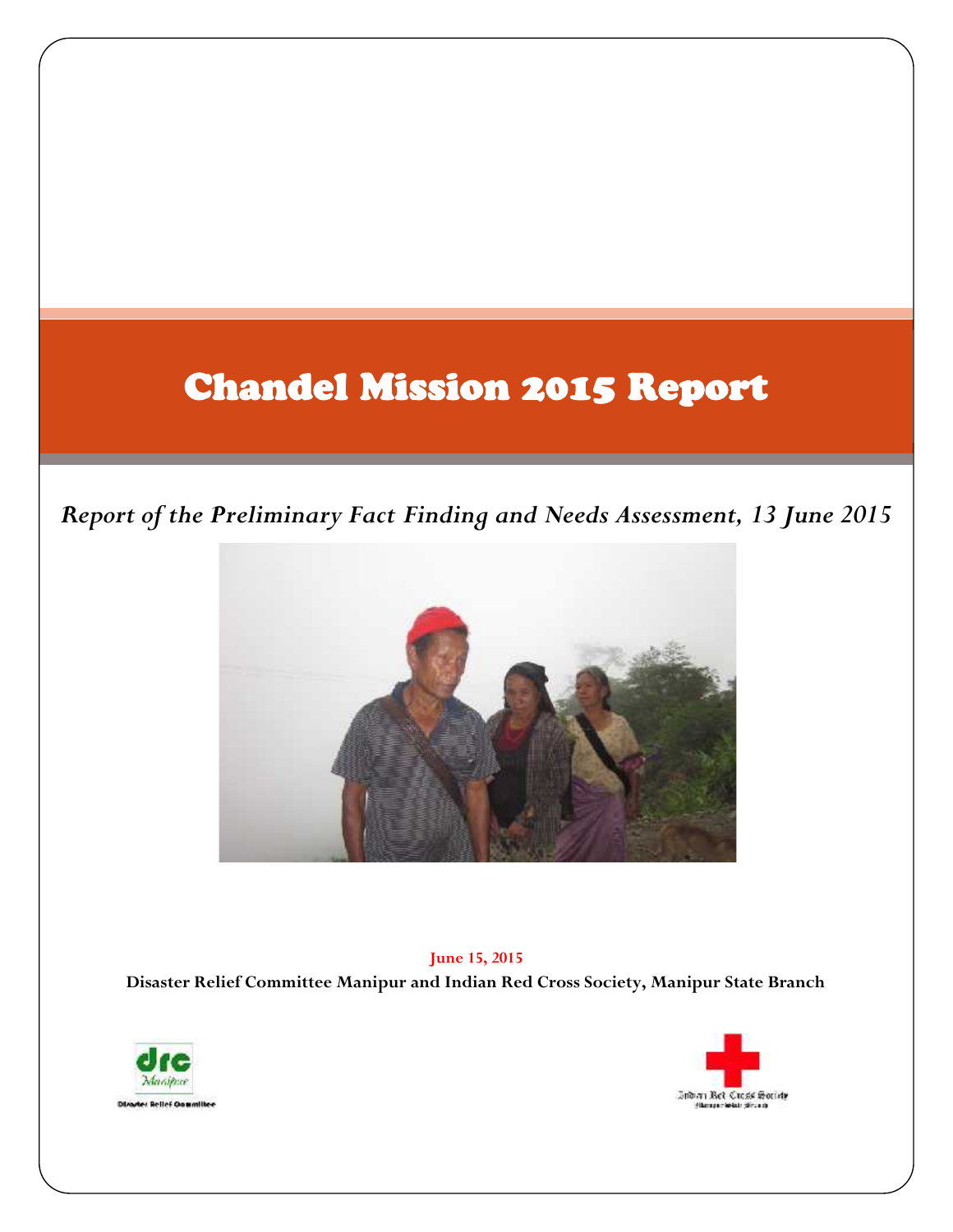# Chandel Mission 2015 Report

*Report of the Preliminary Fact Finding and Needs Assessment, 13 June 2015*

**June 15, 2015**

**Disaster Relief Committee Manipur and Indian Red Cross Society, Manipur State Branch**

drc Manipur

Disaster Relief Committee

Indian Red Cross Society

Manipur State Branch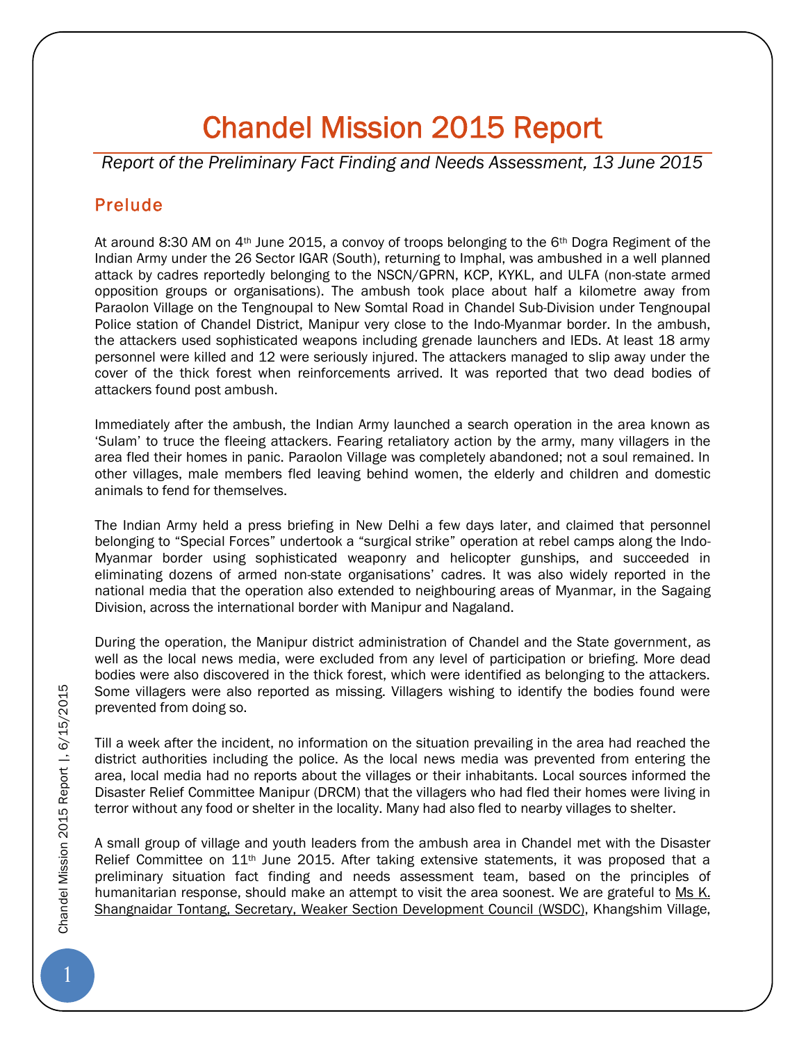# Chandel Mission 2015 Report

*Report of the Preliminary Fact Finding and Needs Assessment, 13 June 2015*

## Prelude

At around 8:30 AM on 4th June 2015, a convoy of troops belonging to the 6th Dogra Regiment of the Indian Army under the 26 Sector IGAR (South), returning to Imphal, was ambushed in a well planned attack by cadres reportedly belonging to the NSCN/GPRN, KCP, KYKL, and ULFA (non-state armed opposition groups or organisations). The ambush took place about half a kilometre away from Paraolon Village on the Tengnoupal to New Somtal Road in Chandel Sub-Division under Tengnoupal Police station of Chandel District, Manipur very close to the Indo-Myanmar border. In the ambush, the attackers used sophisticated weapons including grenade launchers and IEDs. At least 18 army personnel were killed and 12 were seriously injured. The attackers managed to slip away under the cover of the thick forest when reinforcements arrived. It was reported that two dead bodies of attackers found post ambush.

Immediately after the ambush, the Indian Army launched a search operation in the area known as 'Sulam' to truce the fleeing attackers. Fearing retaliatory action by the army, many villagers in the area fled their homes in panic. Paraolon Village was completely abandoned; not a soul remained. In other villages, male members fled leaving behind women, the elderly and children and domestic animals to fend for themselves.

The Indian Army held a press briefing in New Delhi a few days later, and claimed that personnel belonging to "Special Forces" undertook a "surgical strike" operation at rebel camps along the Indo-Myanmar border using sophisticated weaponry and helicopter gunships, and succeeded in eliminating dozens of armed non-state organisations' cadres. It was also widely reported in the national media that the operation also extended to neighbouring areas of Myanmar, in the Sagaing Division, across the international border with Manipur and Nagaland.

During the operation, the Manipur district administration of Chandel and the State government, as well as the local news media, were excluded from any level of participation or briefing. More dead bodies were also discovered in the thick forest, which were identified as belonging to the attackers. Some villagers were also reported as missing. Villagers wishing to identify the bodies found were prevented from doing so.

Till a week after the incident, no information on the situation prevailing in the area had reached the district authorities including the police. As the local news media was prevented from entering the area, local media had no reports about the villages or their inhabitants. Local sources informed the Disaster Relief Committee Manipur (DRCM) that the villagers who had fled their homes were living in terror without any food or shelter in the locality. Many had also fled to nearby villages to shelter.

A small group of village and youth leaders from the ambush area in Chandel met with the Disaster Relief Committee on 11th June 2015. After taking extensive statements, it was proposed that a preliminary situation fact finding and needs assessment team, based on the principles of humanitarian response, should make an attempt to visit the area soonest. We are grateful to Ms K. Shangnaidar Tontang, Secretary, Weaker Section Development Council (WSDC), Khangshim Village,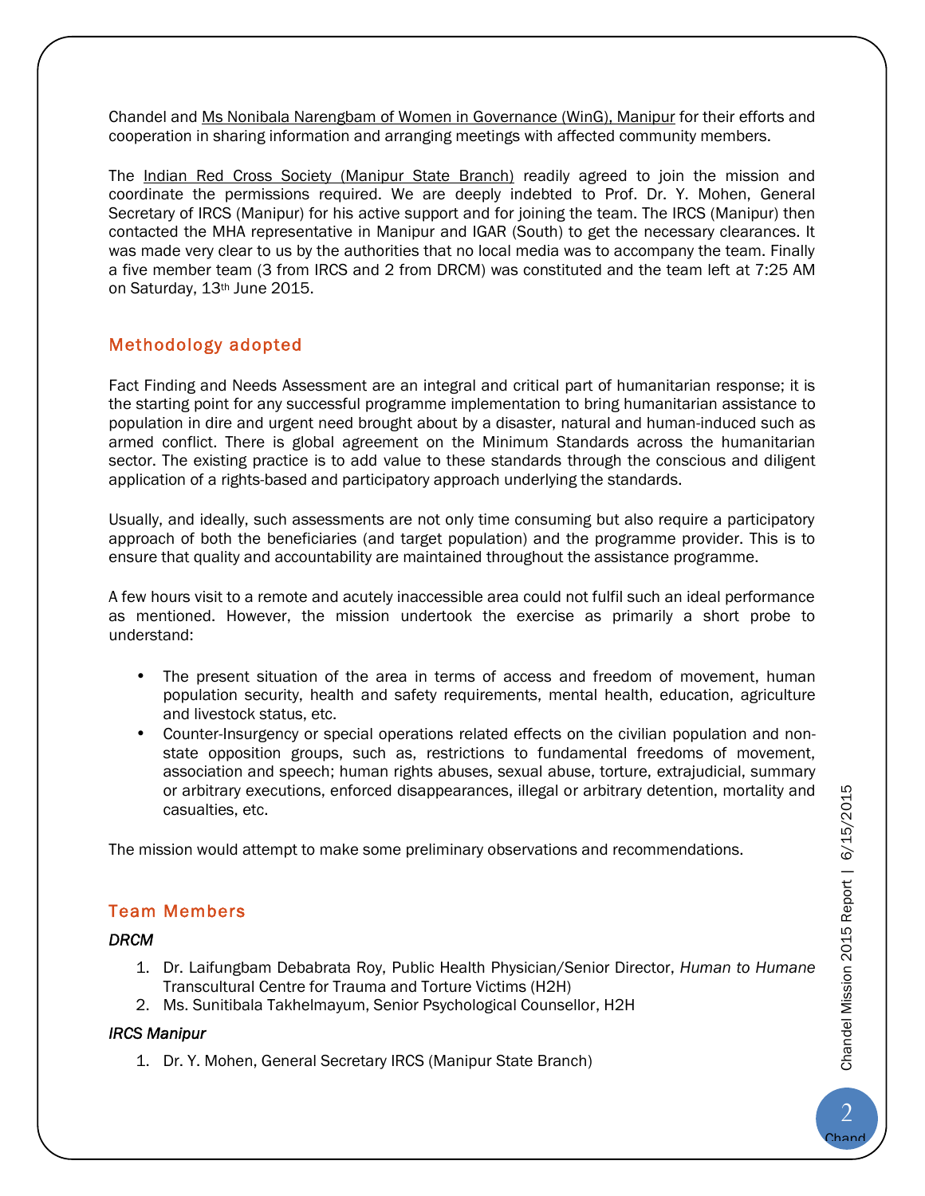Chandel and Ms Nonibala Narengbam of Women in Governance (WinG), Manipur for their efforts and cooperation in sharing information and arranging meetings with affected community members.

The Indian Red Cross Society (Manipur State Branch) readily agreed to join the mission and coordinate the permissions required. We are deeply indebted to Prof. Dr. Y. Mohen, General Secretary of IRCS (Manipur) for his active support and for joining the team. The IRCS (Manipur) then contacted the MHA representative in Manipur and IGAR (South) to get the necessary clearances. It was made very clear to us by the authorities that no local media was to accompany the team. Finally a five member team (3 from IRCS and 2 from DRCM) was constituted and the team left at 7:25 AM on Saturday, 13th June 2015.

## Methodology adopted

Fact Finding and Needs Assessment are an integral and critical part of humanitarian response; it is the starting point for any successful programme implementation to bring humanitarian assistance to population in dire and urgent need brought about by a disaster, natural and human-induced such as armed conflict. There is global agreement on the Minimum Standards across the humanitarian sector. The existing practice is to add value to these standards through the conscious and diligent application of a rights-based and participatory approach underlying the standards.

Usually, and ideally, such assessments are not only time consuming but also require a participatory approach of both the beneficiaries (and target population) and the programme provider. This is to ensure that quality and accountability are maintained throughout the assistance programme.

A few hours visit to a remote and acutely inaccessible area could not fulfil such an ideal performance as mentioned. However, the mission undertook the exercise as primarily a short probe to understand:

- The present situation of the area in terms of access and freedom of movement, human population security, health and safety requirements, mental health, education, agriculture and livestock status, etc.
- Counter-Insurgency or special operations related effects on the civilian population and non-state opposition groups, such as, restrictions to fundamental freedoms of movement, association and speech; human rights abuses, sexual abuse, torture, extrajudicial, summary or arbitrary executions, enforced disappearances, illegal or arbitrary detention, mortality and casualties, etc.

The mission would attempt to make some preliminary observations and recommendations.

## Team Members

***DRCM***

1. Dr. Laifungbam Debabrata Roy, Public Health Physician/Senior Director, *Human to Humane* Transcultural Centre for Trauma and Torture Victims (H2H)
2. Ms. Sunitibala Takhelmayum, Senior Psychological Counsellor, H2H

***IRCS Manipur***

1. Dr. Y. Mohen, General Secretary IRCS (Manipur State Branch)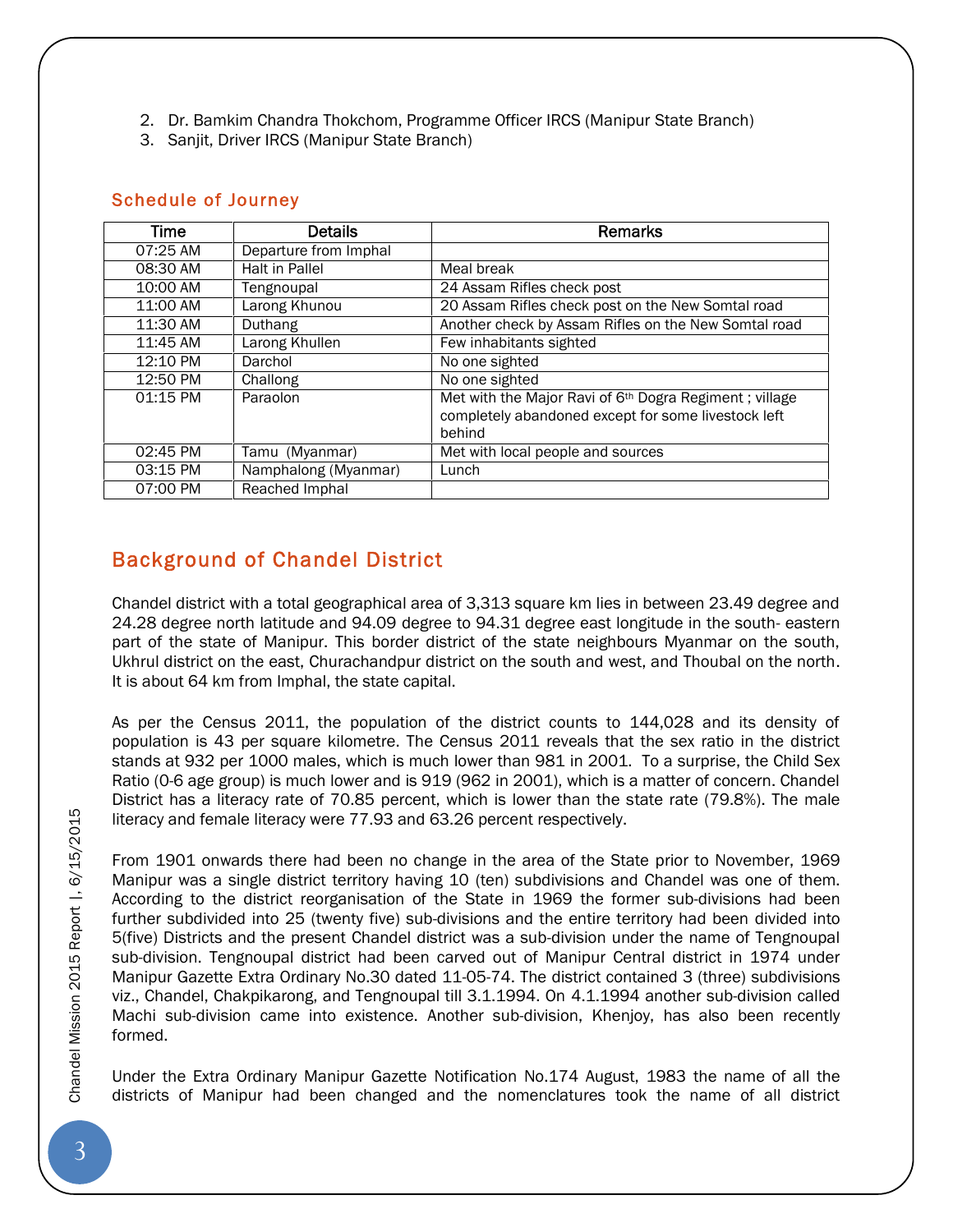2. Dr. Bamkim Chandra Thokchom, Programme Officer IRCS (Manipur State Branch)
3. Sanjit, Driver IRCS (Manipur State Branch)

## Schedule of Journey

| Time | Details | Remarks |
|---|---|---|
| 07:25 AM | Departure from Imphal | |
| 08:30 AM | Halt in Pallel | Meal break |
| 10:00 AM | Tengnoupal | 24 Assam Rifles check post |
| 11:00 AM | Larong Khunou | 20 Assam Rifles check post on the New Somtal road |
| 11:30 AM | Duthang | Another check by Assam Rifles on the New Somtal road |
| 11:45 AM | Larong Khullen | Few inhabitants sighted |
| 12:10 PM | Darchol | No one sighted |
| 12:50 PM | Challong | No one sighted |
| 01:15 PM | Paraolon | Met with the Major Ravi of 6th Dogra Regiment ; village completely abandoned except for some livestock left behind |
| 02:45 PM | Tamu (Myanmar) | Met with local people and sources |
| 03:15 PM | Namphalong (Myanmar) | Lunch |
| 07:00 PM | Reached Imphal | |

## Background of Chandel District

Chandel district with a total geographical area of 3,313 square km lies in between 23.49 degree and 24.28 degree north latitude and 94.09 degree to 94.31 degree east longitude in the south- eastern part of the state of Manipur. This border district of the state neighbours Myanmar on the south, Ukhrul district on the east, Churachandpur district on the south and west, and Thoubal on the north. It is about 64 km from Imphal, the state capital.

As per the Census 2011, the population of the district counts to 144,028 and its density of population is 43 per square kilometre. The Census 2011 reveals that the sex ratio in the district stands at 932 per 1000 males, which is much lower than 981 in 2001. To a surprise, the Child Sex Ratio (0-6 age group) is much lower and is 919 (962 in 2001), which is a matter of concern. Chandel District has a literacy rate of 70.85 percent, which is lower than the state rate (79.8%). The male literacy and female literacy were 77.93 and 63.26 percent respectively.

From 1901 onwards there had been no change in the area of the State prior to November, 1969 Manipur was a single district territory having 10 (ten) subdivisions and Chandel was one of them. According to the district reorganisation of the State in 1969 the former sub-divisions had been further subdivided into 25 (twenty five) sub-divisions and the entire territory had been divided into 5(five) Districts and the present Chandel district was a sub-division under the name of Tengnoupal sub-division. Tengnoupal district had been carved out of Manipur Central district in 1974 under Manipur Gazette Extra Ordinary No.30 dated 11-05-74. The district contained 3 (three) subdivisions viz., Chandel, Chakpikarong, and Tengnoupal till 3.1.1994. On 4.1.1994 another sub-division called Machi sub-division came into existence. Another sub-division, Khenjoy, has also been recently formed.

Under the Extra Ordinary Manipur Gazette Notification No.174 August, 1983 the name of all the districts of Manipur had been changed and the nomenclatures took the name of all district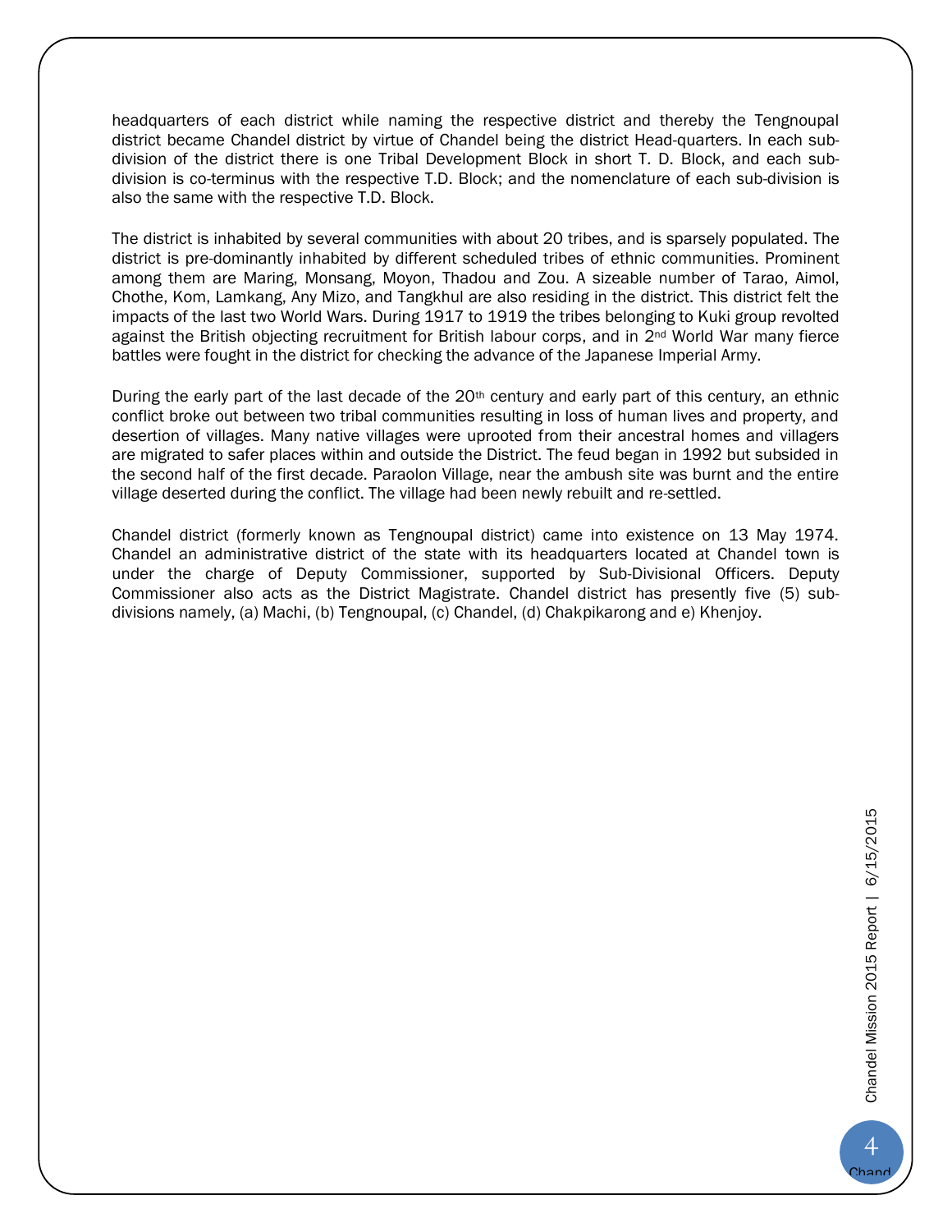headquarters of each district while naming the respective district and thereby the Tengnoupal district became Chandel district by virtue of Chandel being the district Head-quarters. In each sub-division of the district there is one Tribal Development Block in short T. D. Block, and each sub-division is co-terminus with the respective T.D. Block; and the nomenclature of each sub-division is also the same with the respective T.D. Block.

The district is inhabited by several communities with about 20 tribes, and is sparsely populated. The district is pre-dominantly inhabited by different scheduled tribes of ethnic communities. Prominent among them are Maring, Monsang, Moyon, Thadou and Zou. A sizeable number of Tarao, Aimol, Chothe, Kom, Lamkang, Any Mizo, and Tangkhul are also residing in the district. This district felt the impacts of the last two World Wars. During 1917 to 1919 the tribes belonging to Kuki group revolted against the British objecting recruitment for British labour corps, and in 2nd World War many fierce battles were fought in the district for checking the advance of the Japanese Imperial Army.

During the early part of the last decade of the 20th century and early part of this century, an ethnic conflict broke out between two tribal communities resulting in loss of human lives and property, and desertion of villages. Many native villages were uprooted from their ancestral homes and villagers are migrated to safer places within and outside the District. The feud began in 1992 but subsided in the second half of the first decade. Paraolon Village, near the ambush site was burnt and the entire village deserted during the conflict. The village had been newly rebuilt and re-settled.

Chandel district (formerly known as Tengnoupal district) came into existence on 13 May 1974. Chandel an administrative district of the state with its headquarters located at Chandel town is under the charge of Deputy Commissioner, supported by Sub-Divisional Officers. Deputy Commissioner also acts as the District Magistrate. Chandel district has presently five (5) sub-divisions namely, (a) Machi, (b) Tengnoupal, (c) Chandel, (d) Chakpikarong and e) Khenjoy.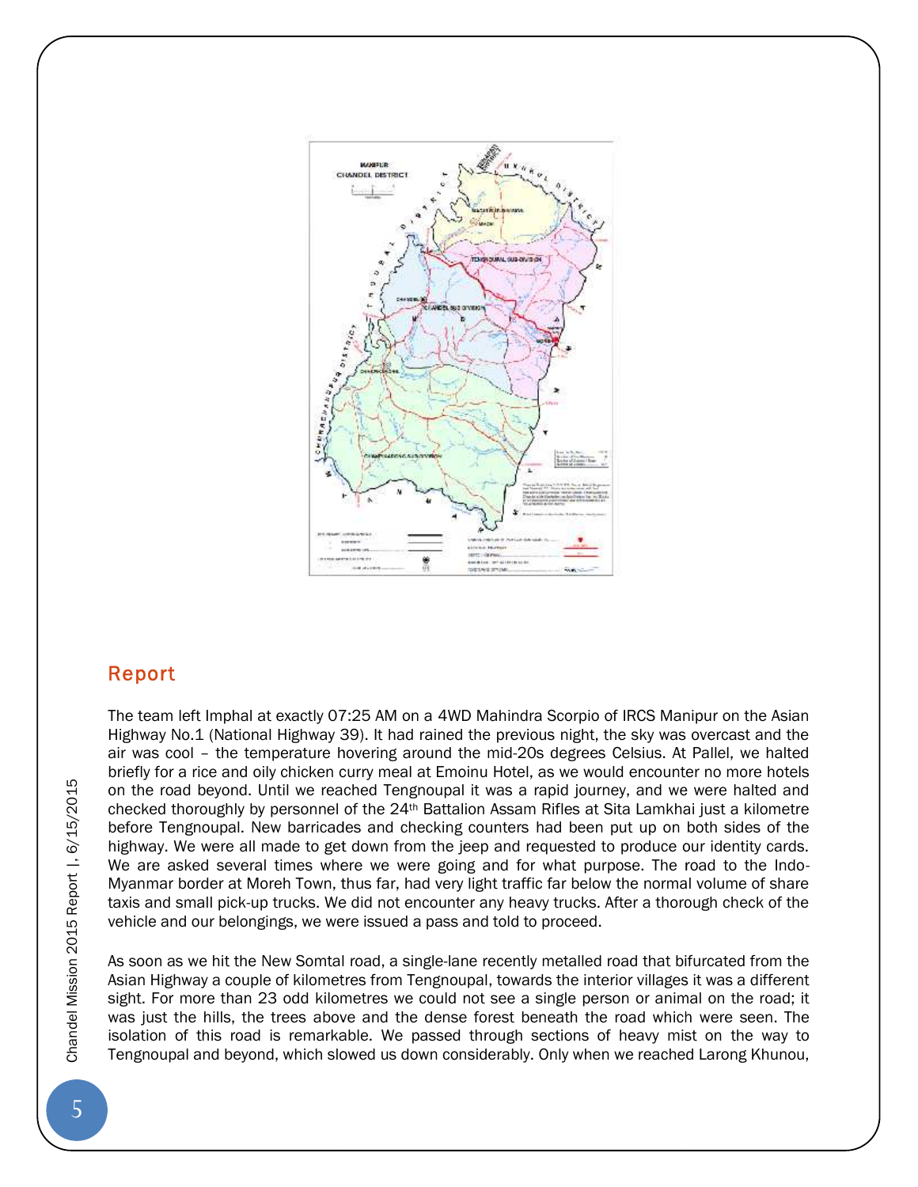## Report

The team left Imphal at exactly 07:25 AM on a 4WD Mahindra Scorpio of IRCS Manipur on the Asian Highway No.1 (National Highway 39). It had rained the previous night, the sky was overcast and the air was cool – the temperature hovering around the mid-20s degrees Celsius. At Pallel, we halted briefly for a rice and oily chicken curry meal at Emoinu Hotel, as we would encounter no more hotels on the road beyond. Until we reached Tengnoupal it was a rapid journey, and we were halted and checked thoroughly by personnel of the 24th Battalion Assam Rifles at Sita Lamkhai just a kilometre before Tengnoupal. New barricades and checking counters had been put up on both sides of the highway. We were all made to get down from the jeep and requested to produce our identity cards. We are asked several times where we were going and for what purpose. The road to the Indo-Myanmar border at Moreh Town, thus far, had very light traffic far below the normal volume of share taxis and small pick-up trucks. We did not encounter any heavy trucks. After a thorough check of the vehicle and our belongings, we were issued a pass and told to proceed.

As soon as we hit the New Somtal road, a single-lane recently metalled road that bifurcated from the Asian Highway a couple of kilometres from Tengnoupal, towards the interior villages it was a different sight. For more than 23 odd kilometres we could not see a single person or animal on the road; it was just the hills, the trees above and the dense forest beneath the road which were seen. The isolation of this road is remarkable. We passed through sections of heavy mist on the way to Tengnoupal and beyond, which slowed us down considerably. Only when we reached Larong Khunou,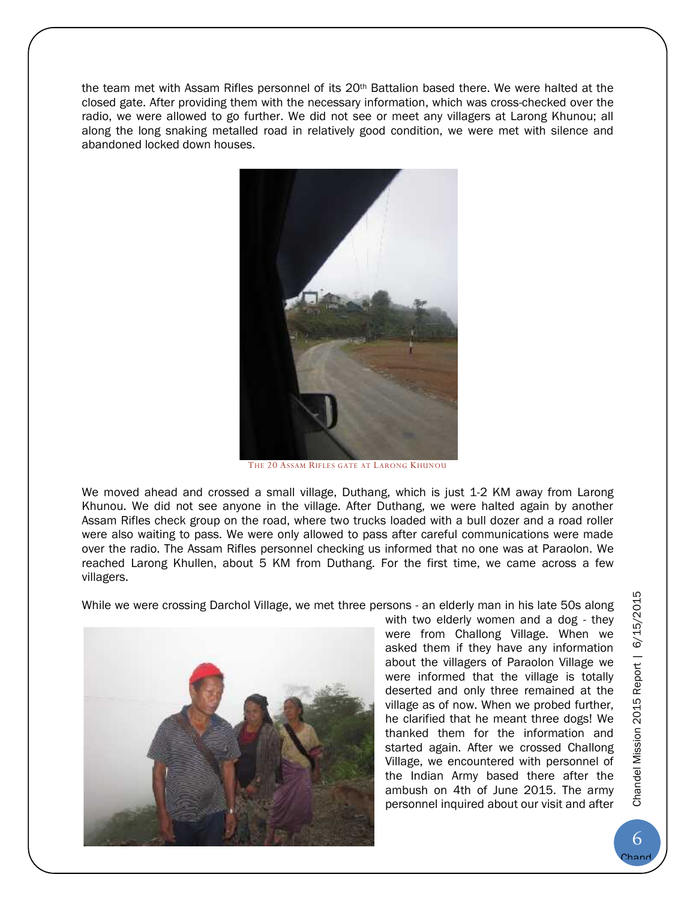the team met with Assam Rifles personnel of its 20th Battalion based there. We were halted at the closed gate. After providing them with the necessary information, which was cross-checked over the radio, we were allowed to go further. We did not see or meet any villagers at Larong Khunou; all along the long snaking metalled road in relatively good condition, we were met with silence and abandoned locked down houses.

THE 20 ASSAM RIFLES GATE AT LARONG KHUNOU

We moved ahead and crossed a small village, Duthang, which is just 1-2 KM away from Larong Khunou. We did not see anyone in the village. After Duthang, we were halted again by another Assam Rifles check group on the road, where two trucks loaded with a bull dozer and a road roller were also waiting to pass. We were only allowed to pass after careful communications were made over the radio. The Assam Rifles personnel checking us informed that no one was at Paraolon. We reached Larong Khullen, about 5 KM from Duthang. For the first time, we came across a few villagers.

While we were crossing Darchol Village, we met three persons - an elderly man in his late 50s along with two elderly women and a dog - they were from Challong Village. When we asked them if they have any information about the villagers of Paraolon Village we were informed that the village is totally deserted and only three remained at the village as of now. When we probed further, he clarified that he meant three dogs! We thanked them for the information and started again. After we crossed Challong Village, we encountered with personnel of the Indian Army based there after the ambush on 4th of June 2015. The army personnel inquired about our visit and after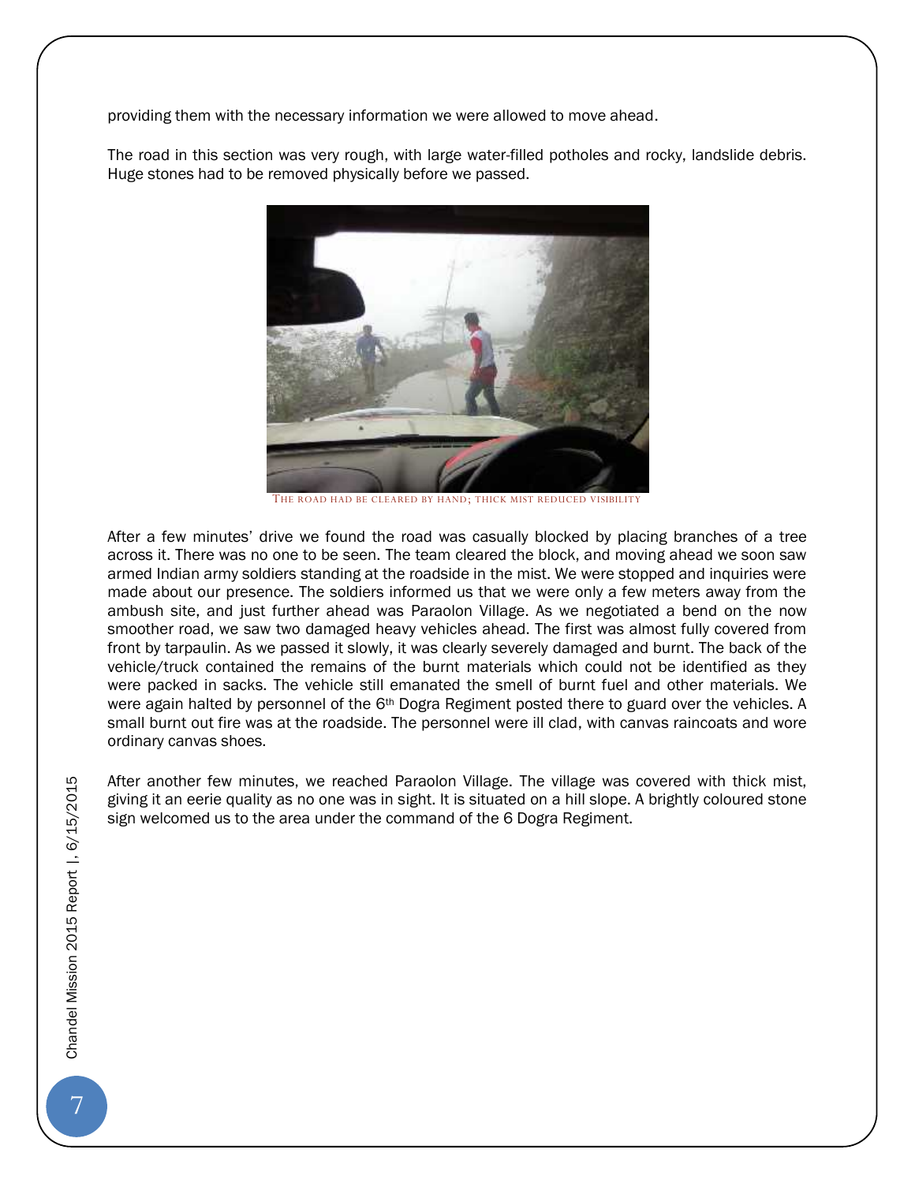providing them with the necessary information we were allowed to move ahead.

The road in this section was very rough, with large water-filled potholes and rocky, landslide debris. Huge stones had to be removed physically before we passed.

THE ROAD HAD BE CLEARED BY HAND; THICK MIST REDUCED VISIBILITY

After a few minutes' drive we found the road was casually blocked by placing branches of a tree across it. There was no one to be seen. The team cleared the block, and moving ahead we soon saw armed Indian army soldiers standing at the roadside in the mist. We were stopped and inquiries were made about our presence. The soldiers informed us that we were only a few meters away from the ambush site, and just further ahead was Paraolon Village. As we negotiated a bend on the now smoother road, we saw two damaged heavy vehicles ahead. The first was almost fully covered from front by tarpaulin. As we passed it slowly, it was clearly severely damaged and burnt. The back of the vehicle/truck contained the remains of the burnt materials which could not be identified as they were packed in sacks. The vehicle still emanated the smell of burnt fuel and other materials. We were again halted by personnel of the 6th Dogra Regiment posted there to guard over the vehicles. A small burnt out fire was at the roadside. The personnel were ill clad, with canvas raincoats and wore ordinary canvas shoes.

After another few minutes, we reached Paraolon Village. The village was covered with thick mist, giving it an eerie quality as no one was in sight. It is situated on a hill slope. A brightly coloured stone sign welcomed us to the area under the command of the 6 Dogra Regiment.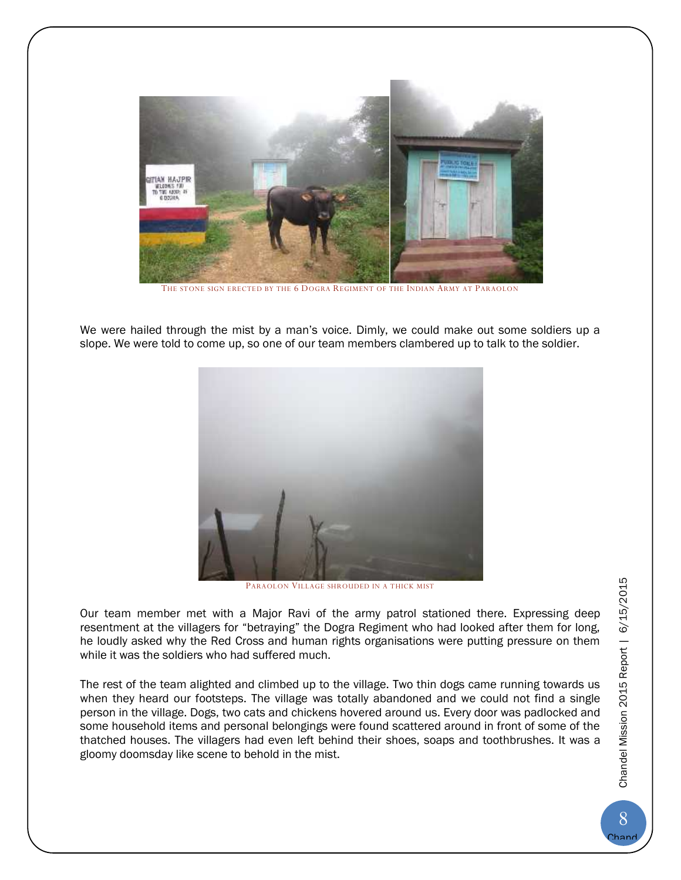The stone sign erected by the 6 Dogra Regiment of the Indian Army at Paraolon

We were hailed through the mist by a man's voice. Dimly, we could make out some soldiers up a slope. We were told to come up, so one of our team members clambered up to talk to the soldier.

Paraolon Village shrouded in a thick mist

Our team member met with a Major Ravi of the army patrol stationed there. Expressing deep resentment at the villagers for "betraying" the Dogra Regiment who had looked after them for long, he loudly asked why the Red Cross and human rights organisations were putting pressure on them while it was the soldiers who had suffered much.

The rest of the team alighted and climbed up to the village. Two thin dogs came running towards us when they heard our footsteps. The village was totally abandoned and we could not find a single person in the village. Dogs, two cats and chickens hovered around us. Every door was padlocked and some household items and personal belongings were found scattered around in front of some of the thatched houses. The villagers had even left behind their shoes, soaps and toothbrushes. It was a gloomy doomsday like scene to behold in the mist.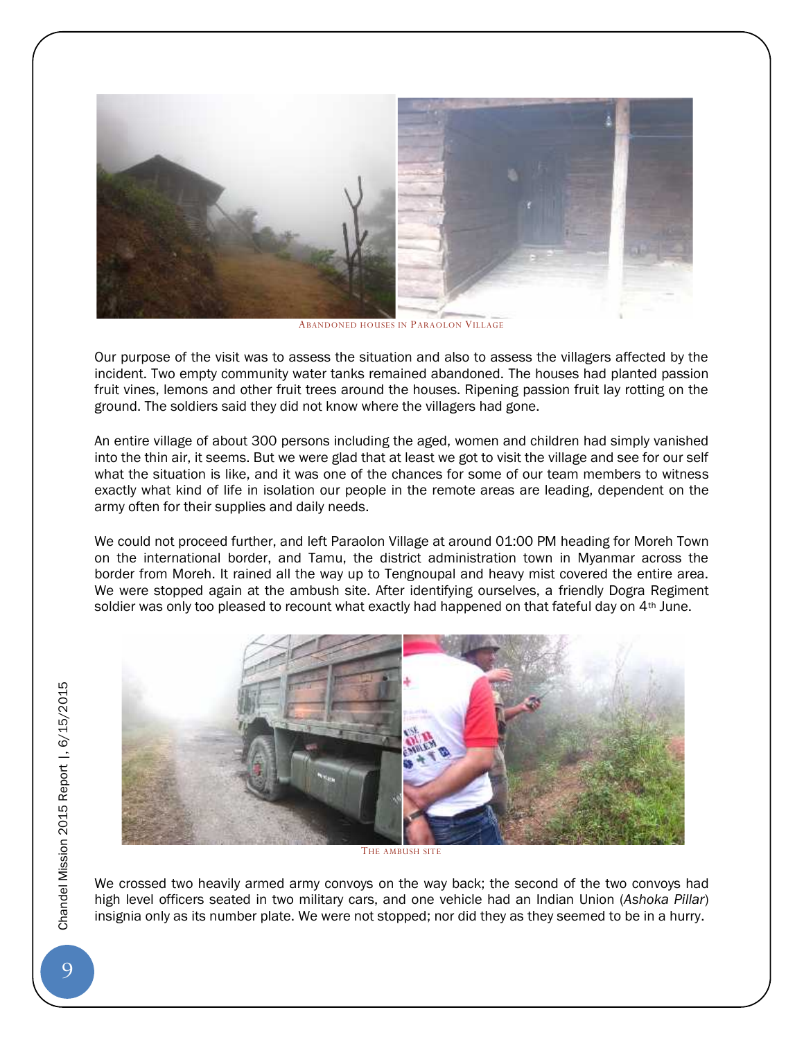ABANDONED HOUSES IN PARAOLON VILLAGE

Our purpose of the visit was to assess the situation and also to assess the villagers affected by the incident. Two empty community water tanks remained abandoned. The houses had planted passion fruit vines, lemons and other fruit trees around the houses. Ripening passion fruit lay rotting on the ground. The soldiers said they did not know where the villagers had gone.

An entire village of about 300 persons including the aged, women and children had simply vanished into the thin air, it seems. But we were glad that at least we got to visit the village and see for our self what the situation is like, and it was one of the chances for some of our team members to witness exactly what kind of life in isolation our people in the remote areas are leading, dependent on the army often for their supplies and daily needs.

We could not proceed further, and left Paraolon Village at around 01:00 PM heading for Moreh Town on the international border, and Tamu, the district administration town in Myanmar across the border from Moreh. It rained all the way up to Tengnoupal and heavy mist covered the entire area. We were stopped again at the ambush site. After identifying ourselves, a friendly Dogra Regiment soldier was only too pleased to recount what exactly had happened on that fateful day on 4th June.

THE AMBUSH SITE

We crossed two heavily armed army convoys on the way back; the second of the two convoys had high level officers seated in two military cars, and one vehicle had an Indian Union (*Ashoka Pillar*) insignia only as its number plate. We were not stopped; nor did they as they seemed to be in a hurry.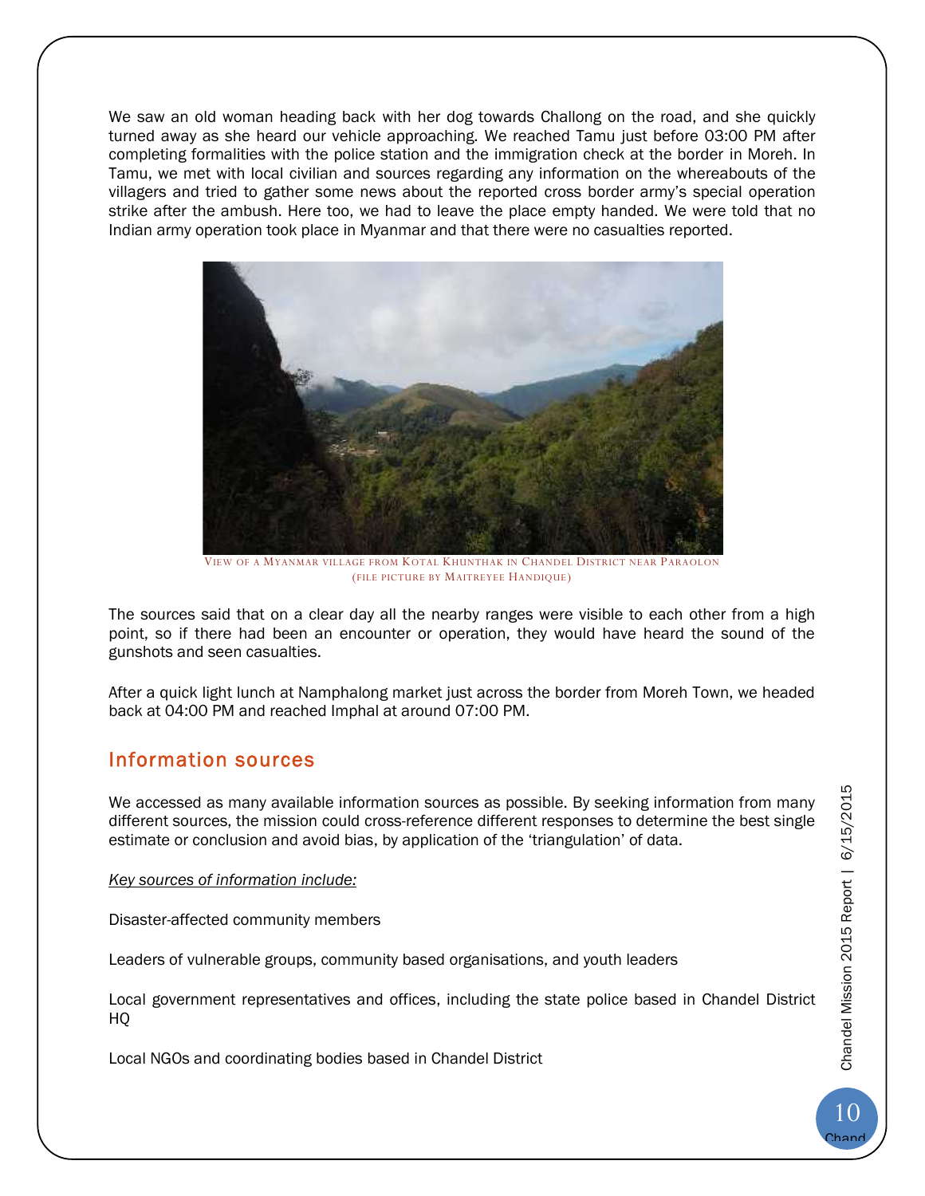We saw an old woman heading back with her dog towards Challong on the road, and she quickly turned away as she heard our vehicle approaching. We reached Tamu just before 03:00 PM after completing formalities with the police station and the immigration check at the border in Moreh. In Tamu, we met with local civilian and sources regarding any information on the whereabouts of the villagers and tried to gather some news about the reported cross border army's special operation strike after the ambush. Here too, we had to leave the place empty handed. We were told that no Indian army operation took place in Myanmar and that there were no casualties reported.

View of a Myanmar village from Kotal Khunthak in Chandel District near Paraolon (file picture by Maitreyee Handique)

The sources said that on a clear day all the nearby ranges were visible to each other from a high point, so if there had been an encounter or operation, they would have heard the sound of the gunshots and seen casualties.

After a quick light lunch at Namphalong market just across the border from Moreh Town, we headed back at 04:00 PM and reached Imphal at around 07:00 PM.

## Information sources

We accessed as many available information sources as possible. By seeking information from many different sources, the mission could cross-reference different responses to determine the best single estimate or conclusion and avoid bias, by application of the 'triangulation' of data.

*Key sources of information include:*

Disaster-affected community members

Leaders of vulnerable groups, community based organisations, and youth leaders

Local government representatives and offices, including the state police based in Chandel District HQ

Local NGOs and coordinating bodies based in Chandel District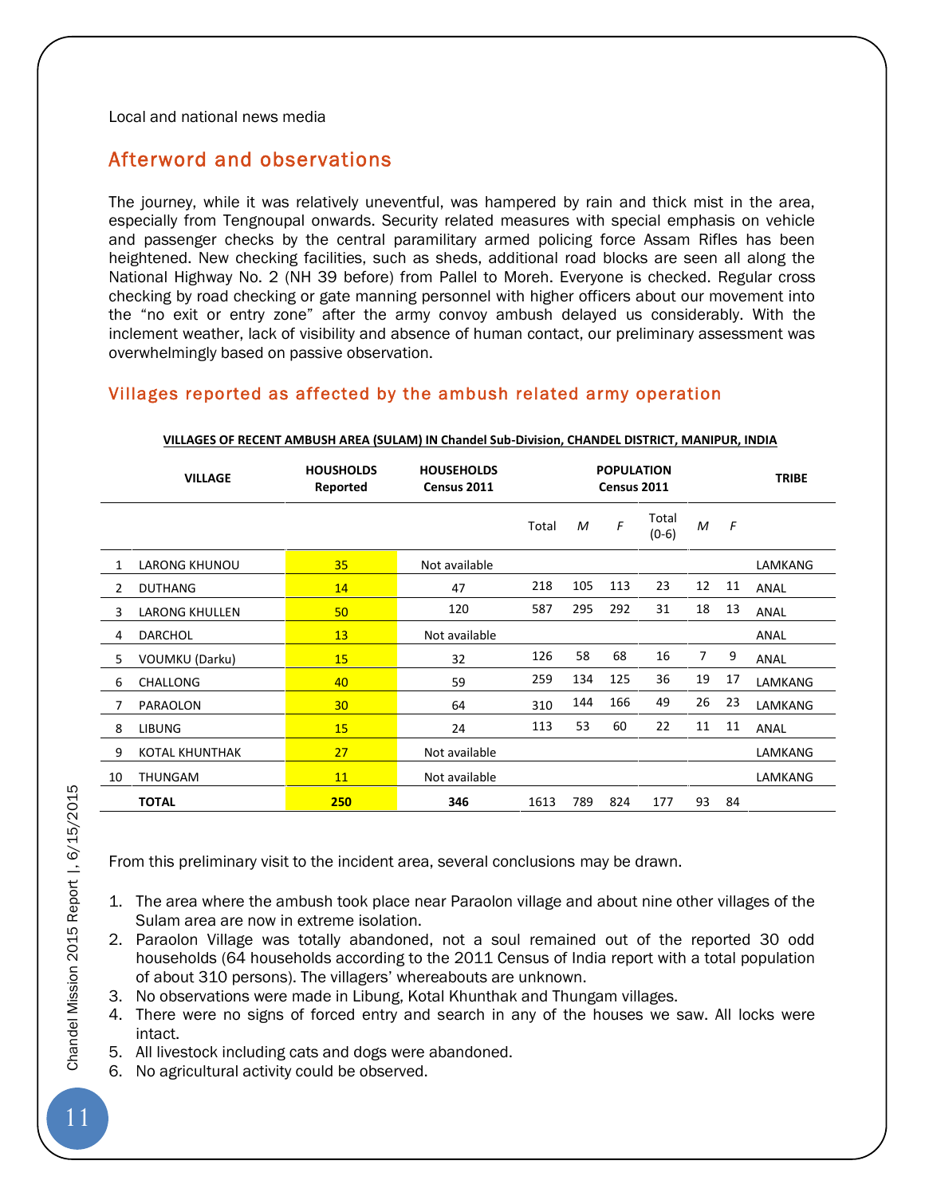Local and national news media

## Afterword and observations

The journey, while it was relatively uneventful, was hampered by rain and thick mist in the area, especially from Tengnoupal onwards. Security related measures with special emphasis on vehicle and passenger checks by the central paramilitary armed policing force Assam Rifles has been heightened. New checking facilities, such as sheds, additional road blocks are seen all along the National Highway No. 2 (NH 39 before) from Pallel to Moreh. Everyone is checked. Regular cross checking by road checking or gate manning personnel with higher officers about our movement into the "no exit or entry zone" after the army convoy ambush delayed us considerably. With the inclement weather, lack of visibility and absence of human contact, our preliminary assessment was overwhelmingly based on passive observation.

## Villages reported as affected by the ambush related army operation

**VILLAGES OF RECENT AMBUSH AREA (SULAM) IN Chandel Sub-Division, CHANDEL DISTRICT, MANIPUR, INDIA**

| | VILLAGE | HOUSHOLDS Reported | HOUSEHOLDS Census 2011 | POPULATION Census 2011 | | | | | | TRIBE |
|---|---|---|---|---|---|---|---|---|---|---|
| | | | | Total | *M* | *F* | Total (0-6) | *M* | *F* | |
| 1 | LARONG KHUNOU | 35 | Not available | | | | | | | LAMKANG |
| 2 | DUTHANG | 14 | 47 | 218 | 105 | 113 | 23 | 12 | 11 | ANAL |
| 3 | LARONG KHULLEN | 50 | 120 | 587 | 295 | 292 | 31 | 18 | 13 | ANAL |
| 4 | DARCHOL | 13 | Not available | | | | | | | ANAL |
| 5 | VOUMKU (Darku) | 15 | 32 | 126 | 58 | 68 | 16 | 7 | 9 | ANAL |
| 6 | CHALLONG | 40 | 59 | 259 | 134 | 125 | 36 | 19 | 17 | LAMKANG |
| 7 | PARAOLON | 30 | 64 | 310 | 144 | 166 | 49 | 26 | 23 | LAMKANG |
| 8 | LIBUNG | 15 | 24 | 113 | 53 | 60 | 22 | 11 | 11 | ANAL |
| 9 | KOTAL KHUNTHAK | 27 | Not available | | | | | | | LAMKANG |
| 10 | THUNGAM | 11 | Not available | | | | | | | LAMKANG |
| | **TOTAL** | **250** | **346** | 1613 | 789 | 824 | 177 | 93 | 84 | |

From this preliminary visit to the incident area, several conclusions may be drawn.

1. The area where the ambush took place near Paraolon village and about nine other villages of the Sulam area are now in extreme isolation.
2. Paraolon Village was totally abandoned, not a soul remained out of the reported 30 odd households (64 households according to the 2011 Census of India report with a total population of about 310 persons). The villagers' whereabouts are unknown.
3. No observations were made in Libung, Kotal Khunthak and Thungam villages.
4. There were no signs of forced entry and search in any of the houses we saw. All locks were intact.
5. All livestock including cats and dogs were abandoned.
6. No agricultural activity could be observed.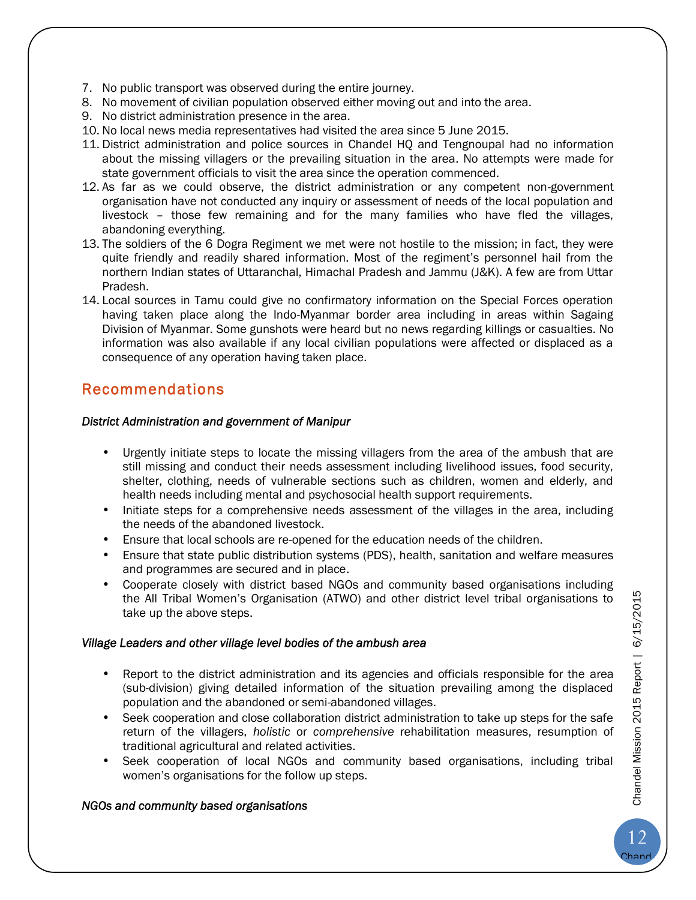7. No public transport was observed during the entire journey.
8. No movement of civilian population observed either moving out and into the area.
9. No district administration presence in the area.
10. No local news media representatives had visited the area since 5 June 2015.
11. District administration and police sources in Chandel HQ and Tengnoupal had no information about the missing villagers or the prevailing situation in the area. No attempts were made for state government officials to visit the area since the operation commenced.
12. As far as we could observe, the district administration or any competent non-government organisation have not conducted any inquiry or assessment of needs of the local population and livestock – those few remaining and for the many families who have fled the villages, abandoning everything.
13. The soldiers of the 6 Dogra Regiment we met were not hostile to the mission; in fact, they were quite friendly and readily shared information. Most of the regiment's personnel hail from the northern Indian states of Uttaranchal, Himachal Pradesh and Jammu (J&K). A few are from Uttar Pradesh.
14. Local sources in Tamu could give no confirmatory information on the Special Forces operation having taken place along the Indo-Myanmar border area including in areas within Sagaing Division of Myanmar. Some gunshots were heard but no news regarding killings or casualties. No information was also available if any local civilian populations were affected or displaced as a consequence of any operation having taken place.

## Recommendations

*District Administration and government of Manipur*

- Urgently initiate steps to locate the missing villagers from the area of the ambush that are still missing and conduct their needs assessment including livelihood issues, food security, shelter, clothing, needs of vulnerable sections such as children, women and elderly, and health needs including mental and psychosocial health support requirements.
- Initiate steps for a comprehensive needs assessment of the villages in the area, including the needs of the abandoned livestock.
- Ensure that local schools are re-opened for the education needs of the children.
- Ensure that state public distribution systems (PDS), health, sanitation and welfare measures and programmes are secured and in place.
- Cooperate closely with district based NGOs and community based organisations including the All Tribal Women's Organisation (ATWO) and other district level tribal organisations to take up the above steps.

*Village Leaders and other village level bodies of the ambush area*

- Report to the district administration and its agencies and officials responsible for the area (sub-division) giving detailed information of the situation prevailing among the displaced population and the abandoned or semi-abandoned villages.
- Seek cooperation and close collaboration district administration to take up steps for the safe return of the villagers, *holistic* or *comprehensive* rehabilitation measures, resumption of traditional agricultural and related activities.
- Seek cooperation of local NGOs and community based organisations, including tribal women's organisations for the follow up steps.

*NGOs and community based organisations*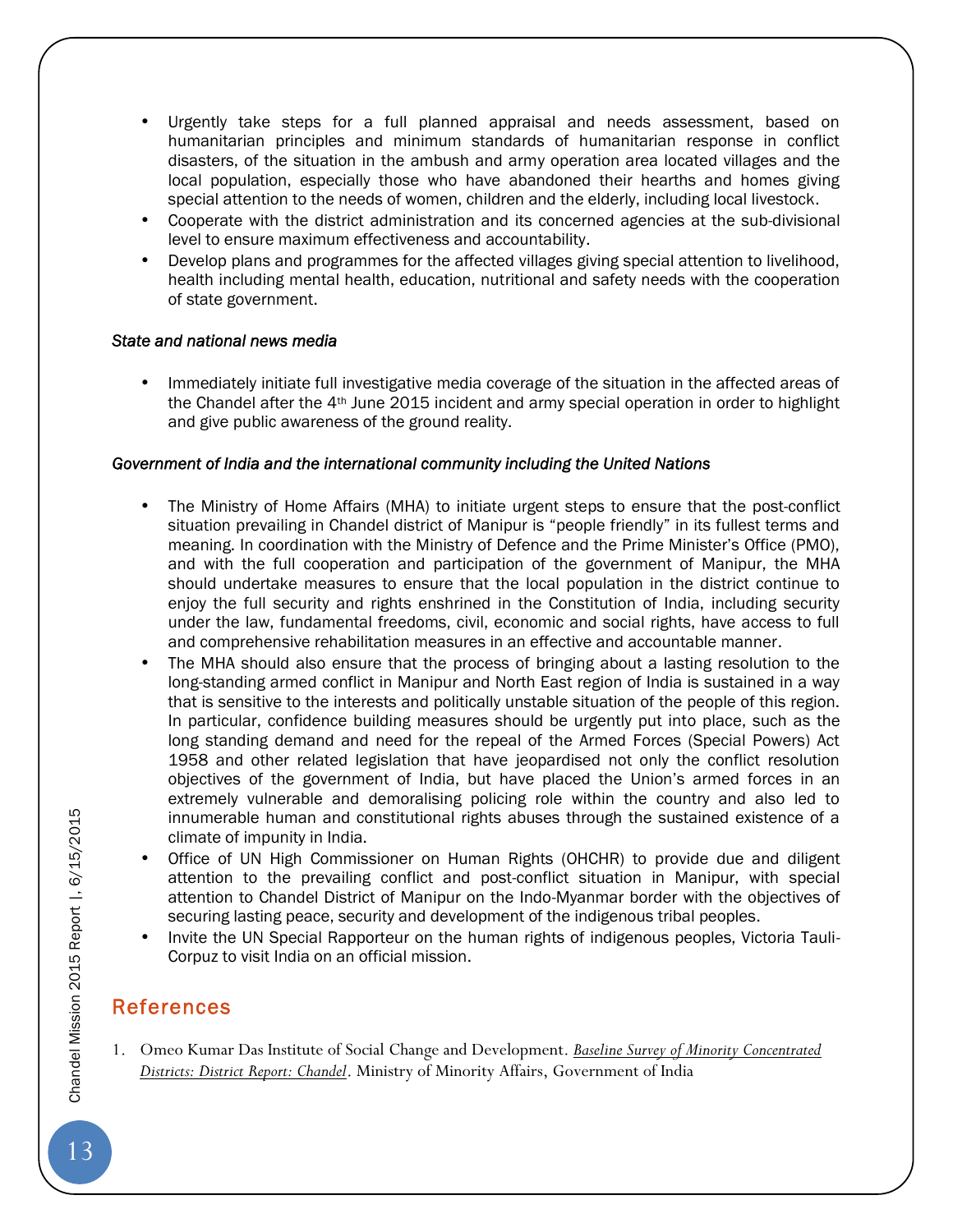- Urgently take steps for a full planned appraisal and needs assessment, based on humanitarian principles and minimum standards of humanitarian response in conflict disasters, of the situation in the ambush and army operation area located villages and the local population, especially those who have abandoned their hearths and homes giving special attention to the needs of women, children and the elderly, including local livestock.
- Cooperate with the district administration and its concerned agencies at the sub-divisional level to ensure maximum effectiveness and accountability.
- Develop plans and programmes for the affected villages giving special attention to livelihood, health including mental health, education, nutritional and safety needs with the cooperation of state government.

*State and national news media*

- Immediately initiate full investigative media coverage of the situation in the affected areas of the Chandel after the 4th June 2015 incident and army special operation in order to highlight and give public awareness of the ground reality.

*Government of India and the international community including the United Nations*

- The Ministry of Home Affairs (MHA) to initiate urgent steps to ensure that the post-conflict situation prevailing in Chandel district of Manipur is "people friendly" in its fullest terms and meaning. In coordination with the Ministry of Defence and the Prime Minister's Office (PMO), and with the full cooperation and participation of the government of Manipur, the MHA should undertake measures to ensure that the local population in the district continue to enjoy the full security and rights enshrined in the Constitution of India, including security under the law, fundamental freedoms, civil, economic and social rights, have access to full and comprehensive rehabilitation measures in an effective and accountable manner.
- The MHA should also ensure that the process of bringing about a lasting resolution to the long-standing armed conflict in Manipur and North East region of India is sustained in a way that is sensitive to the interests and politically unstable situation of the people of this region. In particular, confidence building measures should be urgently put into place, such as the long standing demand and need for the repeal of the Armed Forces (Special Powers) Act 1958 and other related legislation that have jeopardised not only the conflict resolution objectives of the government of India, but have placed the Union's armed forces in an extremely vulnerable and demoralising policing role within the country and also led to innumerable human and constitutional rights abuses through the sustained existence of a climate of impunity in India.
- Office of UN High Commissioner on Human Rights (OHCHR) to provide due and diligent attention to the prevailing conflict and post-conflict situation in Manipur, with special attention to Chandel District of Manipur on the Indo-Myanmar border with the objectives of securing lasting peace, security and development of the indigenous tribal peoples.
- Invite the UN Special Rapporteur on the human rights of indigenous peoples, Victoria Tauli-Corpuz to visit India on an official mission.

## References

1. Omeo Kumar Das Institute of Social Change and Development. *Baseline Survey of Minority Concentrated Districts: District Report: Chandel*. Ministry of Minority Affairs, Government of India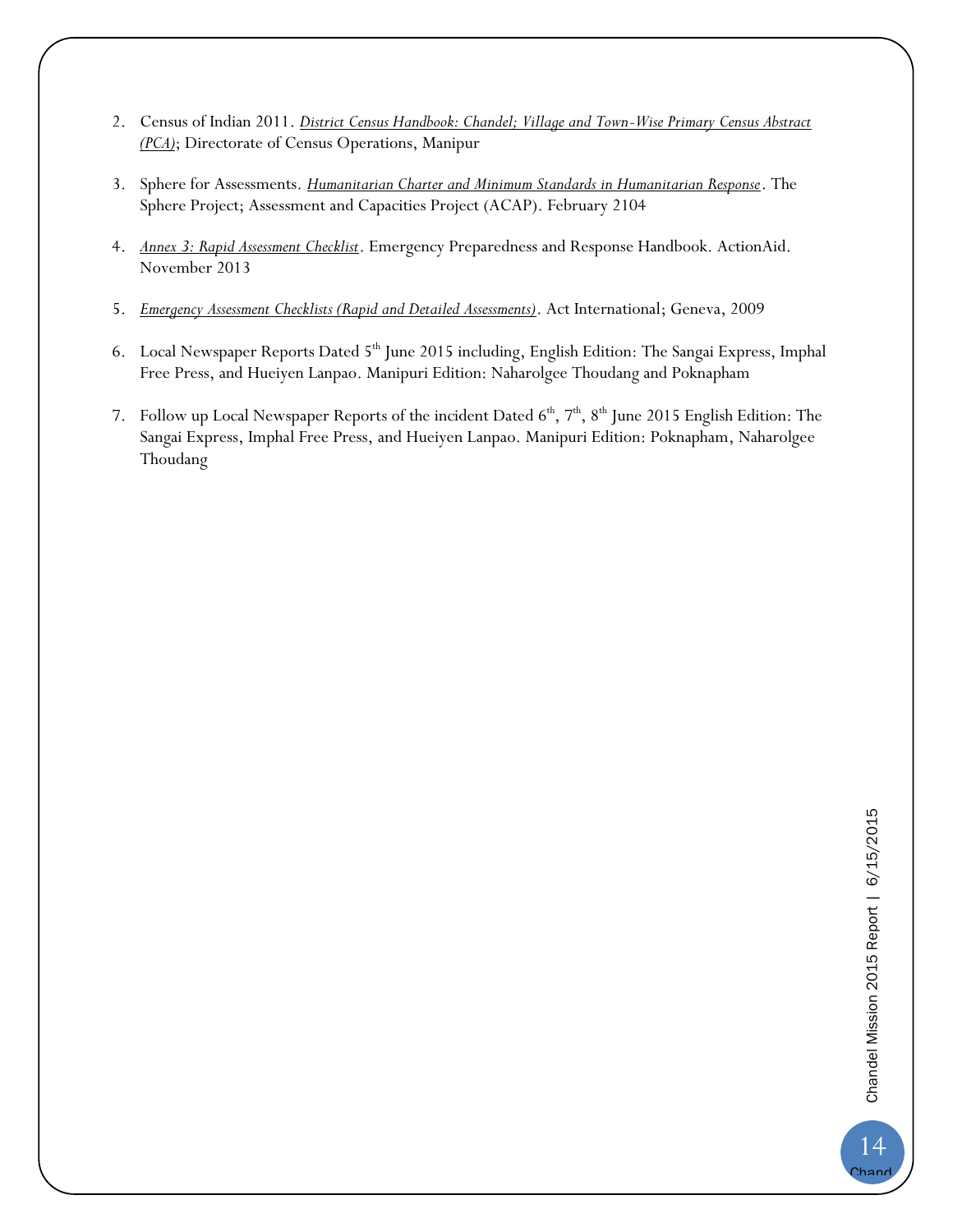2. Census of Indian 2011. *District Census Handbook: Chandel; Village and Town-Wise Primary Census Abstract (PCA)*; Directorate of Census Operations, Manipur

3. Sphere for Assessments. *Humanitarian Charter and Minimum Standards in Humanitarian Response*. The Sphere Project; Assessment and Capacities Project (ACAP). February 2104

4. *Annex 3: Rapid Assessment Checklist*. Emergency Preparedness and Response Handbook. ActionAid. November 2013

5. *Emergency Assessment Checklists (Rapid and Detailed Assessments)*. Act International; Geneva, 2009

6. Local Newspaper Reports Dated 5th June 2015 including, English Edition: The Sangai Express, Imphal Free Press, and Hueiyen Lanpao. Manipuri Edition: Naharolgee Thoudang and Poknapham

7. Follow up Local Newspaper Reports of the incident Dated 6th, 7th, 8th June 2015 English Edition: The Sangai Express, Imphal Free Press, and Hueiyen Lanpao. Manipuri Edition: Poknapham, Naharolgee Thoudang